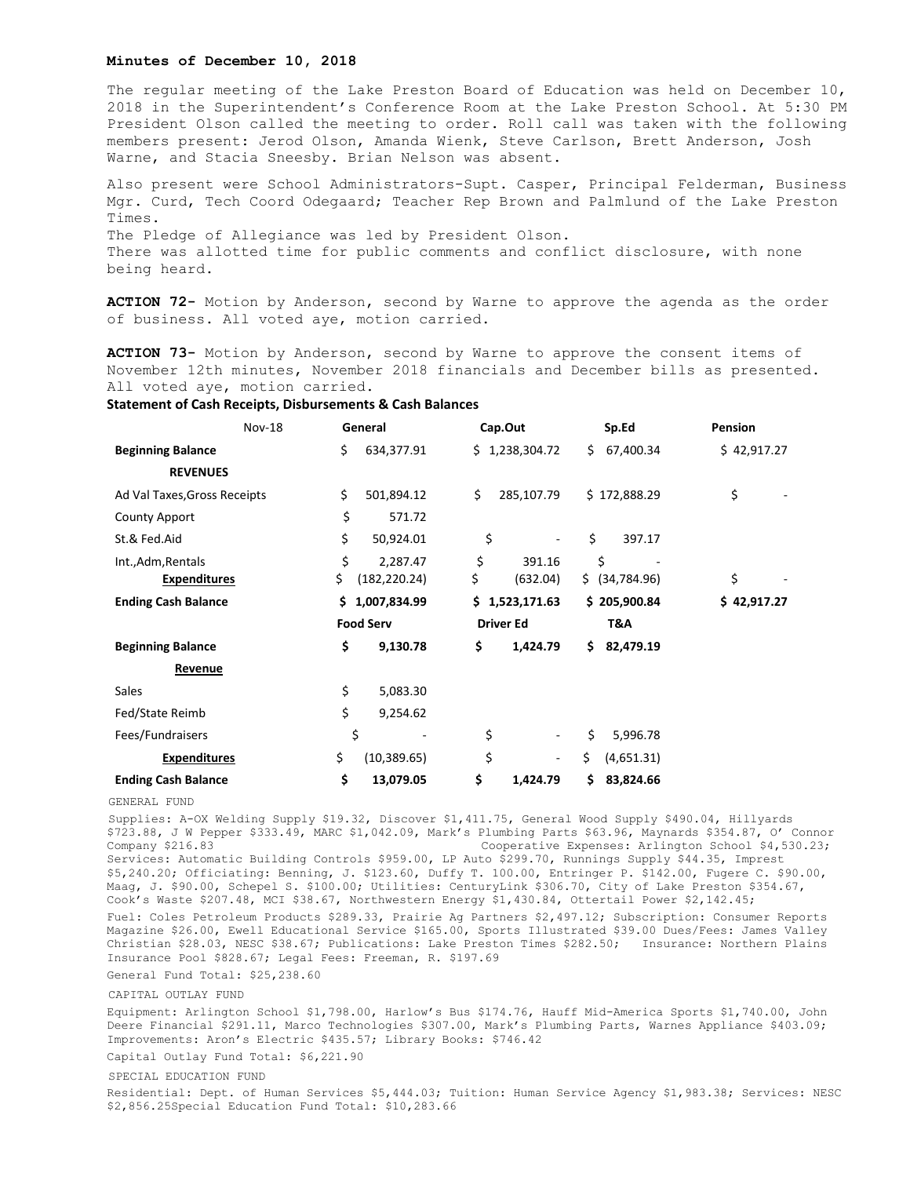**Minutes of December 10, 2018**

The regular meeting of the Lake Preston Board of Education was held on December 10, 2018 in the Superintendent's Conference Room at the Lake Preston School. At 5:30 PM President Olson called the meeting to order. Roll call was taken with the following members present: Jerod Olson, Amanda Wienk, Steve Carlson, Brett Anderson, Josh Warne, and Stacia Sneesby. Brian Nelson was absent.

Also present were School Administrators-Supt. Casper, Principal Felderman, Business Mgr. Curd, Tech Coord Odegaard; Teacher Rep Brown and Palmlund of the Lake Preston Times.
The Pledge of Allegiance was led by President Olson.
There was allotted time for public comments and conflict disclosure, with none being heard.

**ACTION 72-** Motion by Anderson, second by Warne to approve the agenda as the order of business. All voted aye, motion carried.

**ACTION 73-** Motion by Anderson, second by Warne to approve the consent items of November 12th minutes, November 2018 financials and December bills as presented. All voted aye, motion carried.

**Statement of Cash Receipts, Disbursements & Cash Balances**

| Nov-18 | General | Cap.Out | Sp.Ed | Pension |
|---|---|---|---|---|
| **Beginning Balance** | $ 634,377.91 | $ 1,238,304.72 | $ 67,400.34 | $ 42,917.27 |
| **REVENUES** | | | | |
| Ad Val Taxes,Gross Receipts | $ 501,894.12 | $ 285,107.79 | $ 172,888.29 | $ - |
| County Apport | $ 571.72 | | | |
| St.& Fed.Aid | $ 50,924.01 | $ - | $ 397.17 | |
| Int.,Adm,Rentals | $ 2,287.47 | $ 391.16 | $ - | |
| **Expenditures** | $ (182,220.24) | $ (632.04) | $ (34,784.96) | $ - |
| **Ending Cash Balance** | **$ 1,007,834.99** | **$ 1,523,171.63** | **$ 205,900.84** | **$ 42,917.27** |
| | **Food Serv** | **Driver Ed** | **T&A** | |
| **Beginning Balance** | **$ 9,130.78** | **$ 1,424.79** | **$ 82,479.19** | |
| **Revenue** | | | | |
| Sales | $ 5,083.30 | | | |
| Fed/State Reimb | $ 9,254.62 | | | |
| Fees/Fundraisers | $ - | $ - | $ 5,996.78 | |
| **Expenditures** | $ (10,389.65) | $ - | $ (4,651.31) | |
| **Ending Cash Balance** | **$ 13,079.05** | **$ 1,424.79** | **$ 83,824.66** | |

GENERAL FUND

Supplies: A-OX Welding Supply $19.32, Discover $1,411.75, General Wood Supply $490.04, Hillyards $723.88, J W Pepper $333.49, MARC $1,042.09, Mark's Plumbing Parts $63.96, Maynards $354.87, O' Connor Company $216.83 Cooperative Expenses: Arlington School $4,530.23; Services: Automatic Building Controls $959.00, LP Auto $299.70, Runnings Supply $44.35, Imprest $5,240.20; Officiating: Benning, J. $123.60, Duffy T. 100.00, Entringer P. $142.00, Fugere C. $90.00, Maag, J. $90.00, Schepel S. $100.00; Utilities: CenturyLink $306.70, City of Lake Preston $354.67, Cook's Waste $207.48, MCI $38.67, Northwestern Energy $1,430.84, Ottertail Power $2,142.45;

Fuel: Coles Petroleum Products $289.33, Prairie Ag Partners $2,497.12; Subscription: Consumer Reports Magazine $26.00, Ewell Educational Service $165.00, Sports Illustrated $39.00 Dues/Fees: James Valley Christian $28.03, NESC $38.67; Publications: Lake Preston Times $282.50; Insurance: Northern Plains Insurance Pool $828.67; Legal Fees: Freeman, R. $197.69

General Fund Total: $25,238.60

CAPITAL OUTLAY FUND

Equipment: Arlington School $1,798.00, Harlow's Bus $174.76, Hauff Mid-America Sports $1,740.00, John Deere Financial $291.11, Marco Technologies $307.00, Mark's Plumbing Parts, Warnes Appliance $403.09; Improvements: Aron's Electric $435.57; Library Books: $746.42

Capital Outlay Fund Total: $6,221.90

SPECIAL EDUCATION FUND

Residential: Dept. of Human Services $5,444.03; Tuition: Human Service Agency $1,983.38; Services: NESC $2,856.25Special Education Fund Total: $10,283.66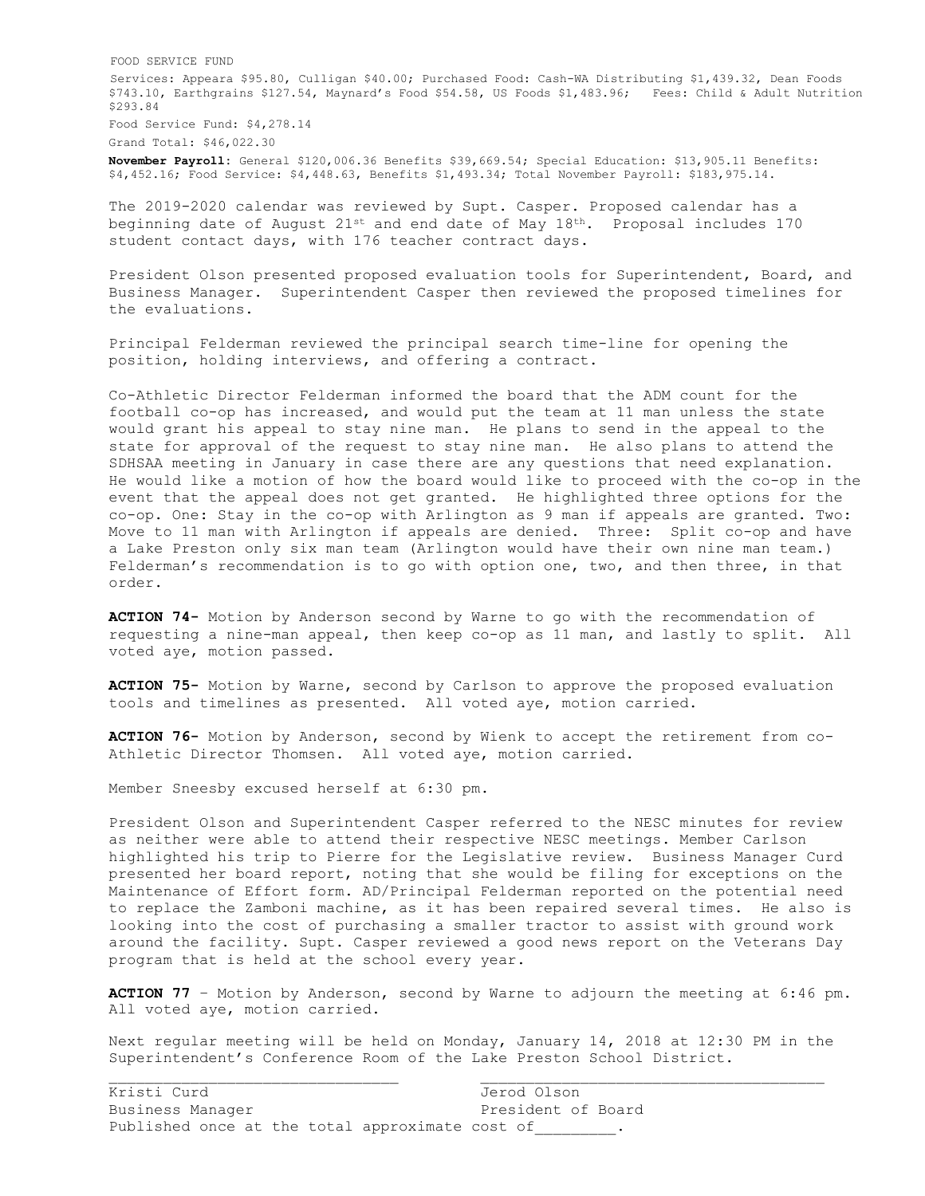FOOD SERVICE FUND

Services: Appeara $95.80, Culligan $40.00; Purchased Food: Cash-WA Distributing $1,439.32, Dean Foods $743.10, Earthgrains $127.54, Maynard's Food $54.58, US Foods $1,483.96; Fees: Child & Adult Nutrition $293.84

Food Service Fund: $4,278.14

Grand Total: $46,022.30

**November Payroll**: General $120,006.36 Benefits $39,669.54; Special Education: $13,905.11 Benefits: $4,452.16; Food Service: $4,448.63, Benefits $1,493.34; Total November Payroll: $183,975.14.

The 2019-2020 calendar was reviewed by Supt. Casper. Proposed calendar has a beginning date of August 21st and end date of May 18th. Proposal includes 170 student contact days, with 176 teacher contract days.

President Olson presented proposed evaluation tools for Superintendent, Board, and Business Manager. Superintendent Casper then reviewed the proposed timelines for the evaluations.

Principal Felderman reviewed the principal search time-line for opening the position, holding interviews, and offering a contract.

Co-Athletic Director Felderman informed the board that the ADM count for the football co-op has increased, and would put the team at 11 man unless the state would grant his appeal to stay nine man. He plans to send in the appeal to the state for approval of the request to stay nine man. He also plans to attend the SDHSAA meeting in January in case there are any questions that need explanation. He would like a motion of how the board would like to proceed with the co-op in the event that the appeal does not get granted. He highlighted three options for the co-op. One: Stay in the co-op with Arlington as 9 man if appeals are granted. Two: Move to 11 man with Arlington if appeals are denied. Three: Split co-op and have a Lake Preston only six man team (Arlington would have their own nine man team.) Felderman's recommendation is to go with option one, two, and then three, in that order.

**ACTION 74-** Motion by Anderson second by Warne to go with the recommendation of requesting a nine-man appeal, then keep co-op as 11 man, and lastly to split. All voted aye, motion passed.

**ACTION 75-** Motion by Warne, second by Carlson to approve the proposed evaluation tools and timelines as presented. All voted aye, motion carried.

**ACTION 76-** Motion by Anderson, second by Wienk to accept the retirement from co-Athletic Director Thomsen. All voted aye, motion carried.

Member Sneesby excused herself at 6:30 pm.

President Olson and Superintendent Casper referred to the NESC minutes for review as neither were able to attend their respective NESC meetings. Member Carlson highlighted his trip to Pierre for the Legislative review. Business Manager Curd presented her board report, noting that she would be filing for exceptions on the Maintenance of Effort form. AD/Principal Felderman reported on the potential need to replace the Zamboni machine, as it has been repaired several times. He also is looking into the cost of purchasing a smaller tractor to assist with ground work around the facility. Supt. Casper reviewed a good news report on the Veterans Day program that is held at the school every year.

**ACTION 77** – Motion by Anderson, second by Warne to adjourn the meeting at 6:46 pm. All voted aye, motion carried.

Next regular meeting will be held on Monday, January 14, 2018 at 12:30 PM in the Superintendent's Conference Room of the Lake Preston School District.

| | |
|---|---|
| \_\_\_\_\_\_\_\_\_\_\_\_\_\_\_\_\_\_\_\_\_\_\_\_\_\_\_\_\_\_ | \_\_\_\_\_\_\_\_\_\_\_\_\_\_\_\_\_\_\_\_\_\_\_\_\_\_\_\_\_\_ |
| Kristi Curd | Jerod Olson |
| Business Manager | President of Board |

Published once at the total approximate cost of\_\_\_\_\_\_\_\_\_.